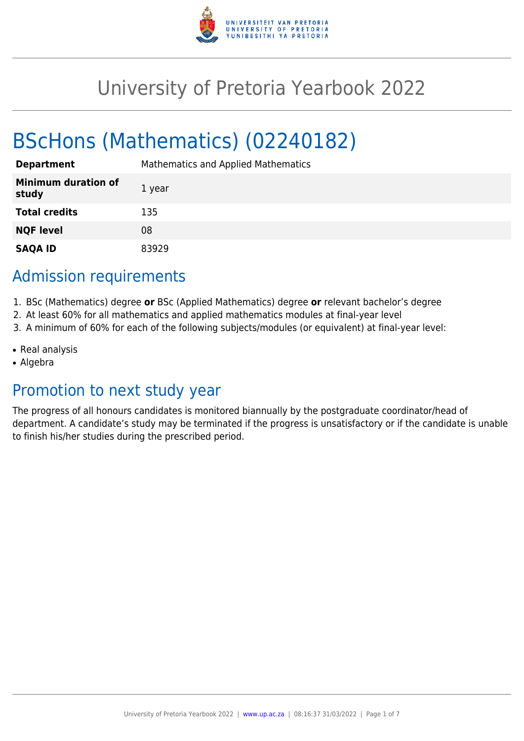# University of Pretoria Yearbook 2022

# BScHons (Mathematics) (02240182)

| | |
|---|---|
| **Department** | Mathematics and Applied Mathematics |
| **Minimum duration of study** | 1 year |
| **Total credits** | 135 |
| **NQF level** | 08 |
| **SAQA ID** | 83929 |

## Admission requirements

1. BSc (Mathematics) degree **or** BSc (Applied Mathematics) degree **or** relevant bachelor's degree
2. At least 60% for all mathematics and applied mathematics modules at final-year level
3. A minimum of 60% for each of the following subjects/modules (or equivalent) at final-year level:

- Real analysis
- Algebra

## Promotion to next study year

The progress of all honours candidates is monitored biannually by the postgraduate coordinator/head of department. A candidate's study may be terminated if the progress is unsatisfactory or if the candidate is unable to finish his/her studies during the prescribed period.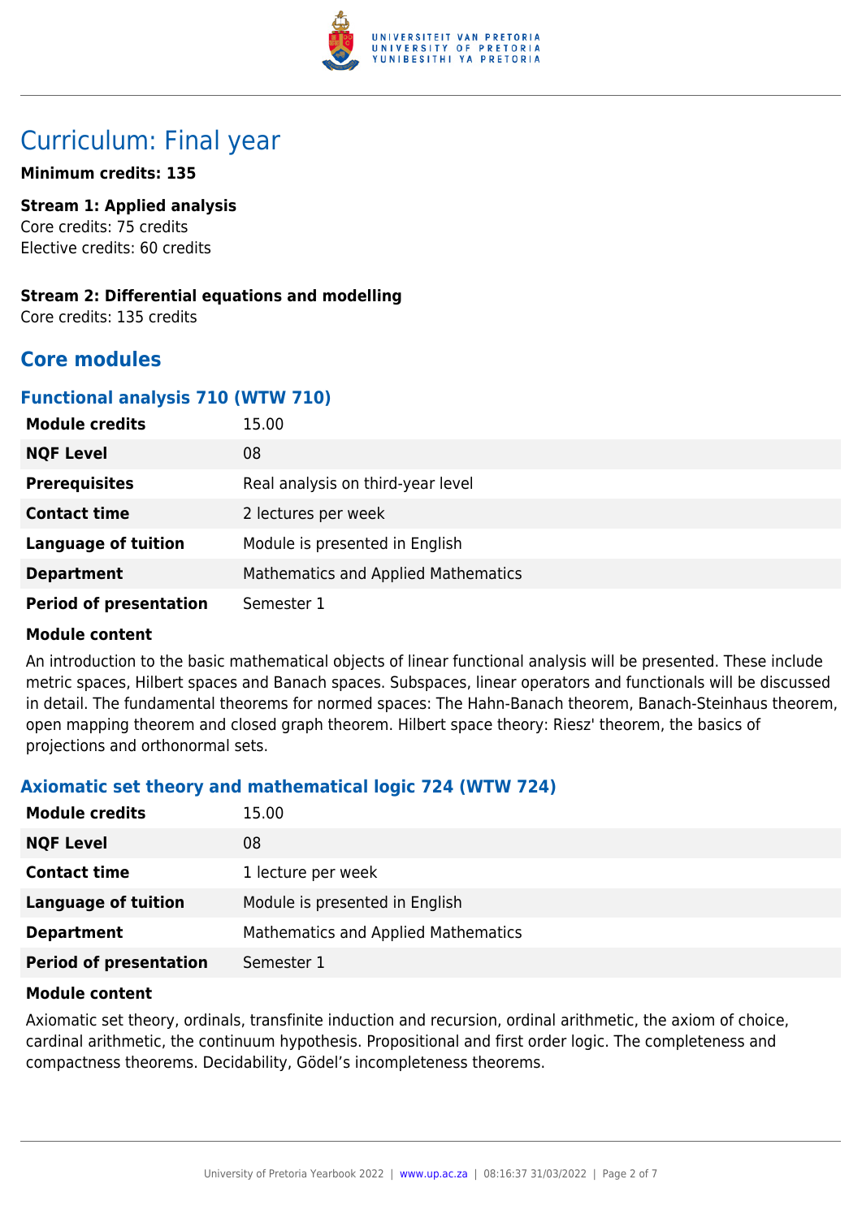# Curriculum: Final year

**Minimum credits: 135**

**Stream 1: Applied analysis**
Core credits: 75 credits
Elective credits: 60 credits

**Stream 2: Differential equations and modelling**
Core credits: 135 credits

## Core modules

### Functional analysis 710 (WTW 710)

| | |
|---|---|
| **Module credits** | 15.00 |
| **NQF Level** | 08 |
| **Prerequisites** | Real analysis on third-year level |
| **Contact time** | 2 lectures per week |
| **Language of tuition** | Module is presented in English |
| **Department** | Mathematics and Applied Mathematics |
| **Period of presentation** | Semester 1 |

**Module content**

An introduction to the basic mathematical objects of linear functional analysis will be presented. These include metric spaces, Hilbert spaces and Banach spaces. Subspaces, linear operators and functionals will be discussed in detail. The fundamental theorems for normed spaces: The Hahn-Banach theorem, Banach-Steinhaus theorem, open mapping theorem and closed graph theorem. Hilbert space theory: Riesz' theorem, the basics of projections and orthonormal sets.

### Axiomatic set theory and mathematical logic 724 (WTW 724)

| | |
|---|---|
| **Module credits** | 15.00 |
| **NQF Level** | 08 |
| **Contact time** | 1 lecture per week |
| **Language of tuition** | Module is presented in English |
| **Department** | Mathematics and Applied Mathematics |
| **Period of presentation** | Semester 1 |

**Module content**

Axiomatic set theory, ordinals, transfinite induction and recursion, ordinal arithmetic, the axiom of choice, cardinal arithmetic, the continuum hypothesis. Propositional and first order logic. The completeness and compactness theorems. Decidability, Gödel's incompleteness theorems.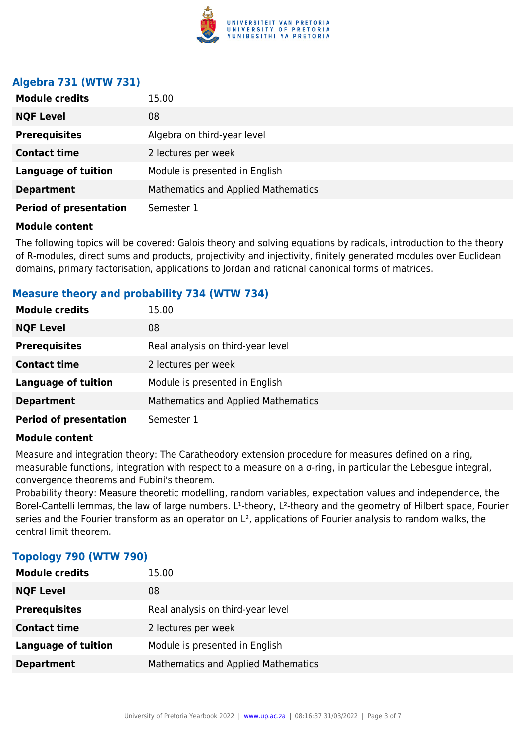### Algebra 731 (WTW 731)

| | |
|---|---|
| **Module credits** | 15.00 |
| **NQF Level** | 08 |
| **Prerequisites** | Algebra on third-year level |
| **Contact time** | 2 lectures per week |
| **Language of tuition** | Module is presented in English |
| **Department** | Mathematics and Applied Mathematics |
| **Period of presentation** | Semester 1 |

**Module content**

The following topics will be covered: Galois theory and solving equations by radicals, introduction to the theory of R-modules, direct sums and products, projectivity and injectivity, finitely generated modules over Euclidean domains, primary factorisation, applications to Jordan and rational canonical forms of matrices.

### Measure theory and probability 734 (WTW 734)

| | |
|---|---|
| **Module credits** | 15.00 |
| **NQF Level** | 08 |
| **Prerequisites** | Real analysis on third-year level |
| **Contact time** | 2 lectures per week |
| **Language of tuition** | Module is presented in English |
| **Department** | Mathematics and Applied Mathematics |
| **Period of presentation** | Semester 1 |

**Module content**

Measure and integration theory: The Caratheodory extension procedure for measures defined on a ring, measurable functions, integration with respect to a measure on a σ-ring, in particular the Lebesgue integral, convergence theorems and Fubini's theorem.
Probability theory: Measure theoretic modelling, random variables, expectation values and independence, the Borel-Cantelli lemmas, the law of large numbers. $L^1$-theory, $L^2$-theory and the geometry of Hilbert space, Fourier series and the Fourier transform as an operator on $L^2$, applications of Fourier analysis to random walks, the central limit theorem.

### Topology 790 (WTW 790)

| | |
|---|---|
| **Module credits** | 15.00 |
| **NQF Level** | 08 |
| **Prerequisites** | Real analysis on third-year level |
| **Contact time** | 2 lectures per week |
| **Language of tuition** | Module is presented in English |
| **Department** | Mathematics and Applied Mathematics |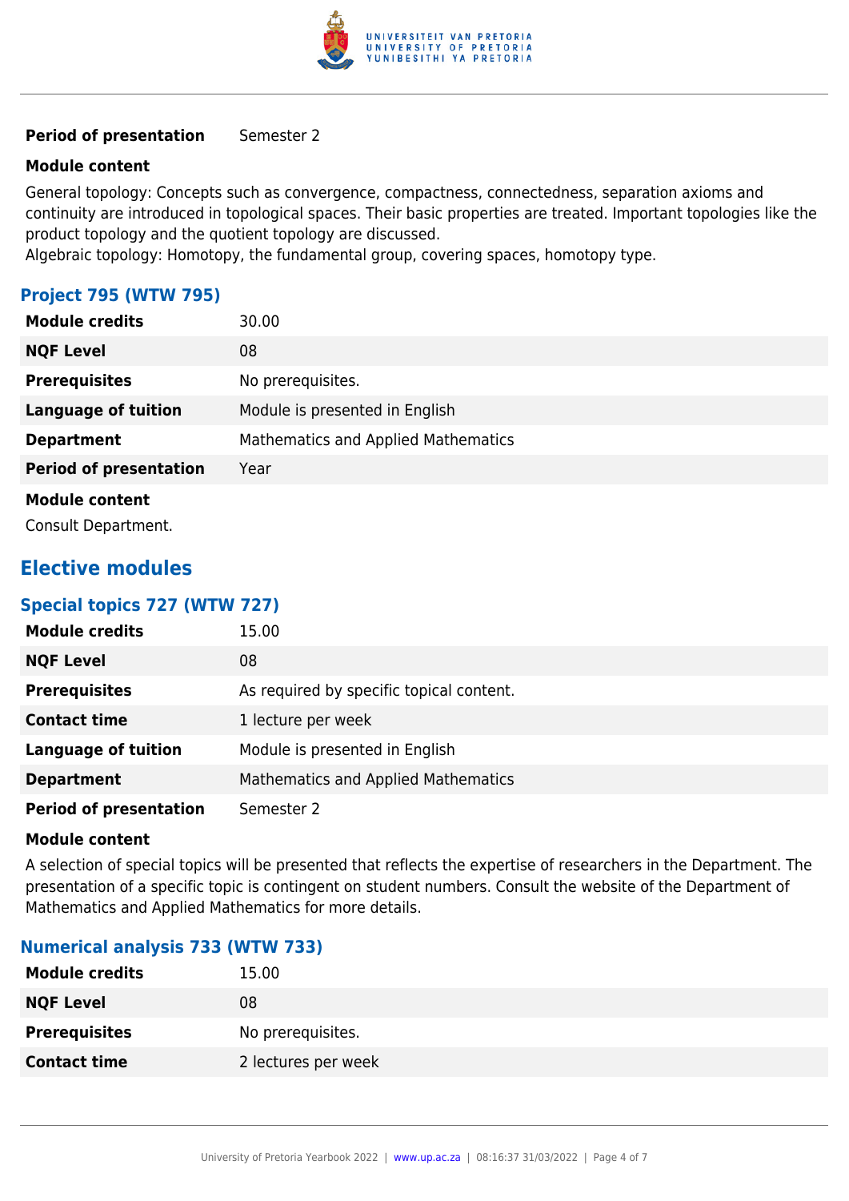| | |
|---|---|
| **Period of presentation** | Semester 2 |

**Module content**

General topology: Concepts such as convergence, compactness, connectedness, separation axioms and continuity are introduced in topological spaces. Their basic properties are treated. Important topologies like the product topology and the quotient topology are discussed.
Algebraic topology: Homotopy, the fundamental group, covering spaces, homotopy type.

### Project 795 (WTW 795)

| | |
|---|---|
| **Module credits** | 30.00 |
| **NQF Level** | 08 |
| **Prerequisites** | No prerequisites. |
| **Language of tuition** | Module is presented in English |
| **Department** | Mathematics and Applied Mathematics |
| **Period of presentation** | Year |

**Module content**

Consult Department.

## Elective modules

### Special topics 727 (WTW 727)

| | |
|---|---|
| **Module credits** | 15.00 |
| **NQF Level** | 08 |
| **Prerequisites** | As required by specific topical content. |
| **Contact time** | 1 lecture per week |
| **Language of tuition** | Module is presented in English |
| **Department** | Mathematics and Applied Mathematics |
| **Period of presentation** | Semester 2 |

**Module content**

A selection of special topics will be presented that reflects the expertise of researchers in the Department. The presentation of a specific topic is contingent on student numbers. Consult the website of the Department of Mathematics and Applied Mathematics for more details.

### Numerical analysis 733 (WTW 733)

| | |
|---|---|
| **Module credits** | 15.00 |
| **NQF Level** | 08 |
| **Prerequisites** | No prerequisites. |
| **Contact time** | 2 lectures per week |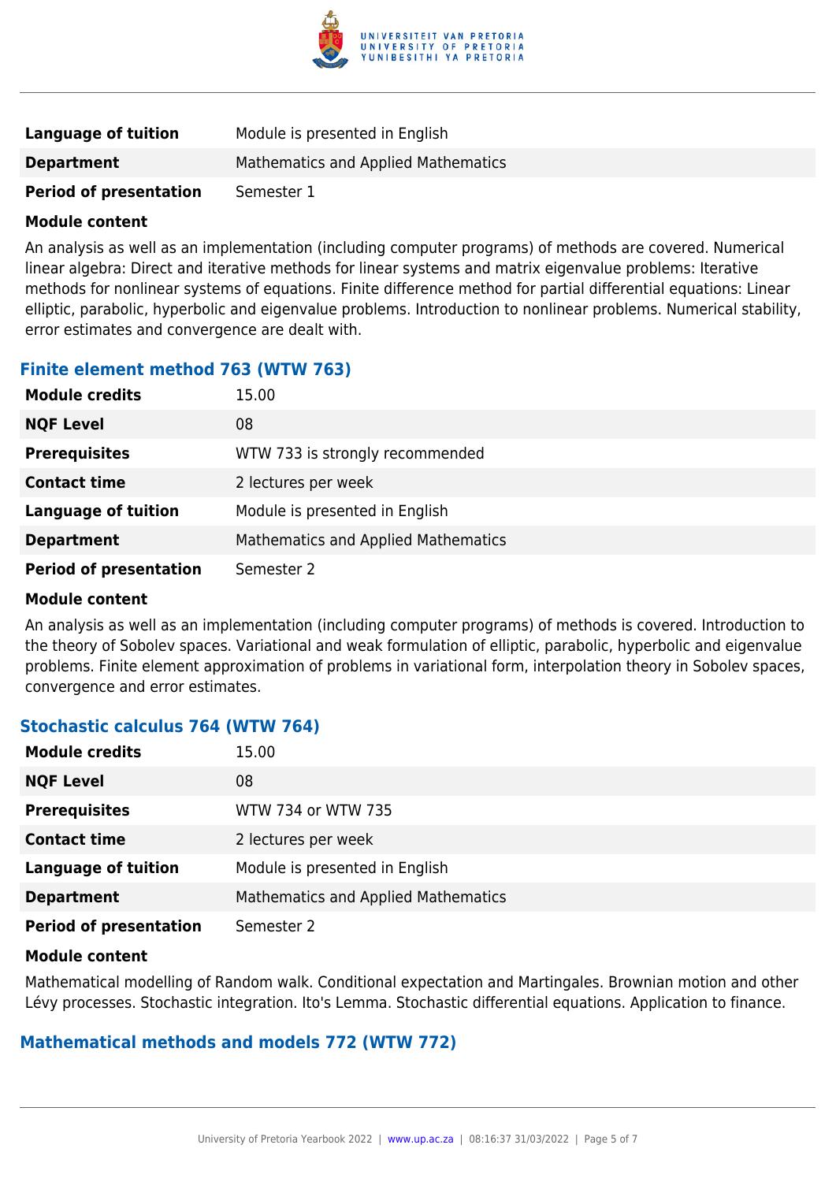| | |
|---|---|
| **Language of tuition** | Module is presented in English |
| **Department** | Mathematics and Applied Mathematics |
| **Period of presentation** | Semester 1 |

**Module content**

An analysis as well as an implementation (including computer programs) of methods are covered. Numerical linear algebra: Direct and iterative methods for linear systems and matrix eigenvalue problems: Iterative methods for nonlinear systems of equations. Finite difference method for partial differential equations: Linear elliptic, parabolic, hyperbolic and eigenvalue problems. Introduction to nonlinear problems. Numerical stability, error estimates and convergence are dealt with.

### Finite element method 763 (WTW 763)

| | |
|---|---|
| **Module credits** | 15.00 |
| **NQF Level** | 08 |
| **Prerequisites** | WTW 733 is strongly recommended |
| **Contact time** | 2 lectures per week |
| **Language of tuition** | Module is presented in English |
| **Department** | Mathematics and Applied Mathematics |
| **Period of presentation** | Semester 2 |

**Module content**

An analysis as well as an implementation (including computer programs) of methods is covered. Introduction to the theory of Sobolev spaces. Variational and weak formulation of elliptic, parabolic, hyperbolic and eigenvalue problems. Finite element approximation of problems in variational form, interpolation theory in Sobolev spaces, convergence and error estimates.

### Stochastic calculus 764 (WTW 764)

| | |
|---|---|
| **Module credits** | 15.00 |
| **NQF Level** | 08 |
| **Prerequisites** | WTW 734 or WTW 735 |
| **Contact time** | 2 lectures per week |
| **Language of tuition** | Module is presented in English |
| **Department** | Mathematics and Applied Mathematics |
| **Period of presentation** | Semester 2 |

**Module content**

Mathematical modelling of Random walk. Conditional expectation and Martingales. Brownian motion and other Lévy processes. Stochastic integration. Ito's Lemma. Stochastic differential equations. Application to finance.

### Mathematical methods and models 772 (WTW 772)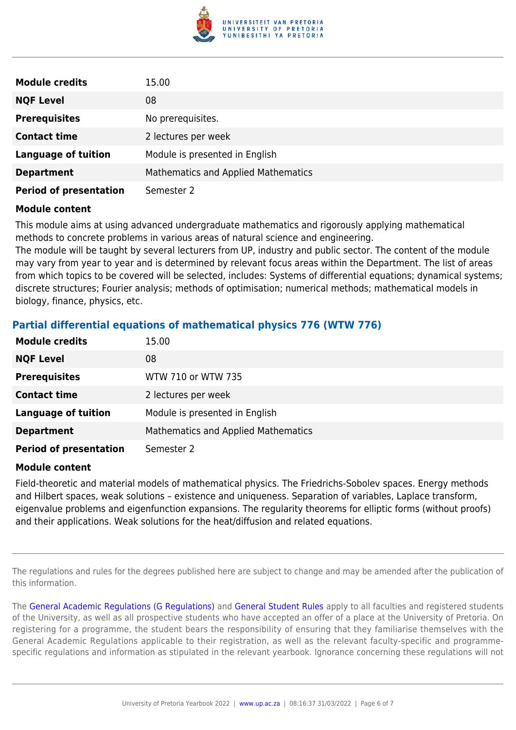| | |
|---|---|
| **Module credits** | 15.00 |
| **NQF Level** | 08 |
| **Prerequisites** | No prerequisites. |
| **Contact time** | 2 lectures per week |
| **Language of tuition** | Module is presented in English |
| **Department** | Mathematics and Applied Mathematics |
| **Period of presentation** | Semester 2 |

**Module content**

This module aims at using advanced undergraduate mathematics and rigorously applying mathematical methods to concrete problems in various areas of natural science and engineering.
The module will be taught by several lecturers from UP, industry and public sector. The content of the module may vary from year to year and is determined by relevant focus areas within the Department. The list of areas from which topics to be covered will be selected, includes: Systems of differential equations; dynamical systems; discrete structures; Fourier analysis; methods of optimisation; numerical methods; mathematical models in biology, finance, physics, etc.

## Partial differential equations of mathematical physics 776 (WTW 776)

| | |
|---|---|
| **Module credits** | 15.00 |
| **NQF Level** | 08 |
| **Prerequisites** | WTW 710 or WTW 735 |
| **Contact time** | 2 lectures per week |
| **Language of tuition** | Module is presented in English |
| **Department** | Mathematics and Applied Mathematics |
| **Period of presentation** | Semester 2 |

**Module content**

Field-theoretic and material models of mathematical physics. The Friedrichs-Sobolev spaces. Energy methods and Hilbert spaces, weak solutions – existence and uniqueness. Separation of variables, Laplace transform, eigenvalue problems and eigenfunction expansions. The regularity theorems for elliptic forms (without proofs) and their applications. Weak solutions for the heat/diffusion and related equations.

The regulations and rules for the degrees published here are subject to change and may be amended after the publication of this information.

The General Academic Regulations (G Regulations) and General Student Rules apply to all faculties and registered students of the University, as well as all prospective students who have accepted an offer of a place at the University of Pretoria. On registering for a programme, the student bears the responsibility of ensuring that they familiarise themselves with the General Academic Regulations applicable to their registration, as well as the relevant faculty-specific and programme-specific regulations and information as stipulated in the relevant yearbook. Ignorance concerning these regulations will not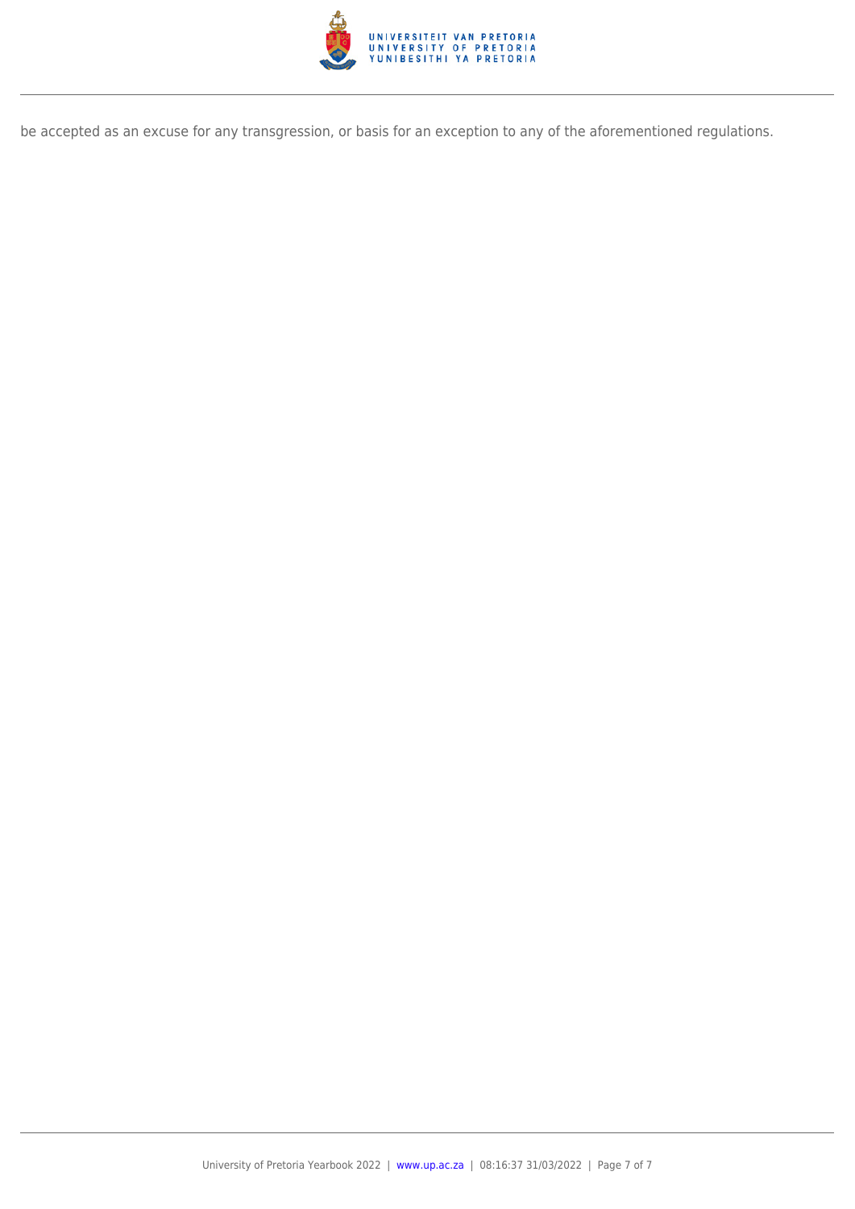be accepted as an excuse for any transgression, or basis for an exception to any of the aforementioned regulations.